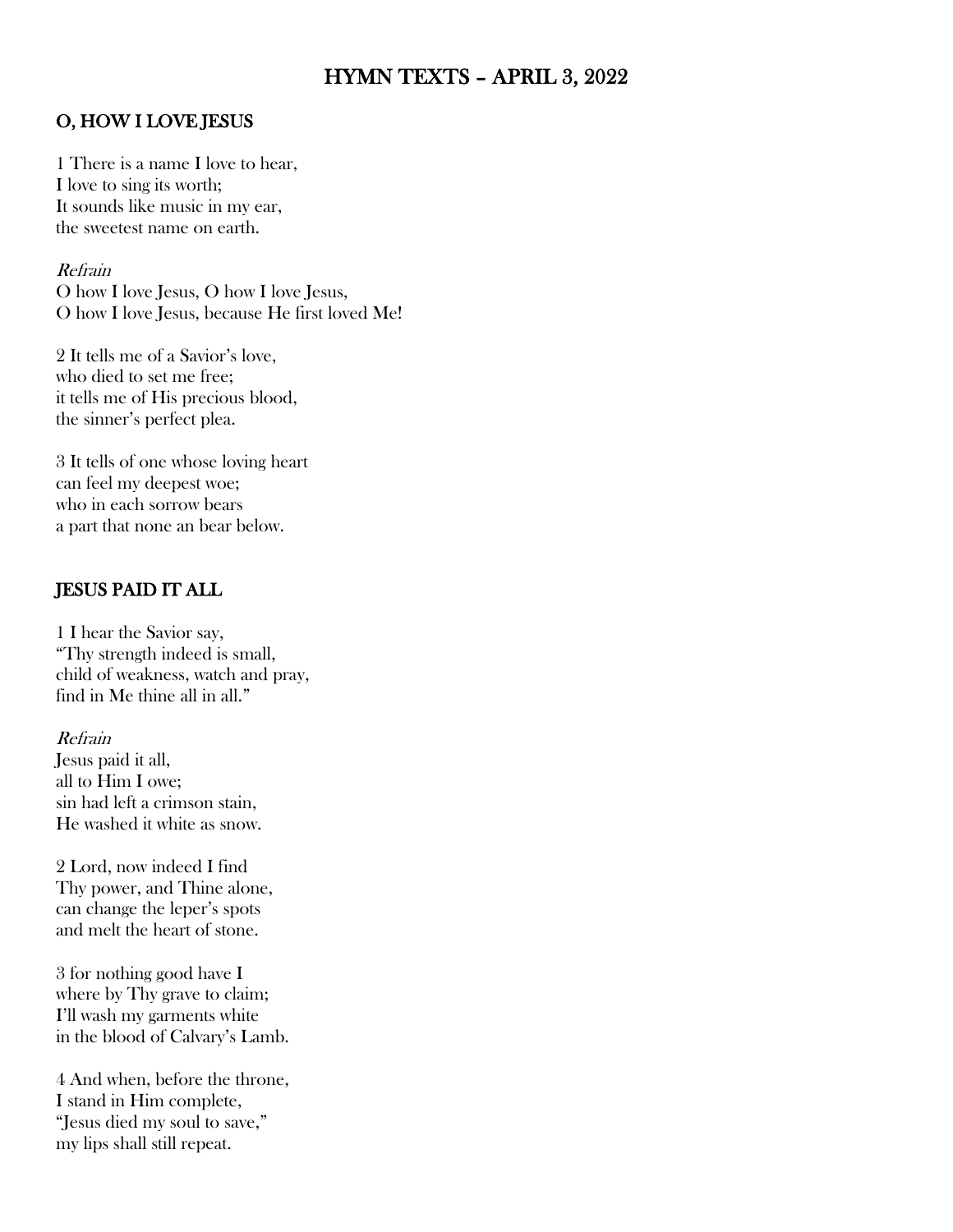# HYMN TEXTS – APRIL 3, 2022

## O, HOW I LOVE JESUS

1 There is a name I love to hear,
I love to sing its worth;
It sounds like music in my ear,
the sweetest name on earth.

*Refrain*
O how I love Jesus, O how I love Jesus,
O how I love Jesus, because He first loved Me!

2 It tells me of a Savior's love,
who died to set me free;
it tells me of His precious blood,
the sinner's perfect plea.

3 It tells of one whose loving heart
can feel my deepest woe;
who in each sorrow bears
a part that none an bear below.

## JESUS PAID IT ALL

1 I hear the Savior say,
"Thy strength indeed is small,
child of weakness, watch and pray,
find in Me thine all in all."

*Refrain*
Jesus paid it all,
all to Him I owe;
sin had left a crimson stain,
He washed it white as snow.

2 Lord, now indeed I find
Thy power, and Thine alone,
can change the leper's spots
and melt the heart of stone.

3 for nothing good have I
where by Thy grave to claim;
I'll wash my garments white
in the blood of Calvary's Lamb.

4 And when, before the throne,
I stand in Him complete,
"Jesus died my soul to save,"
my lips shall still repeat.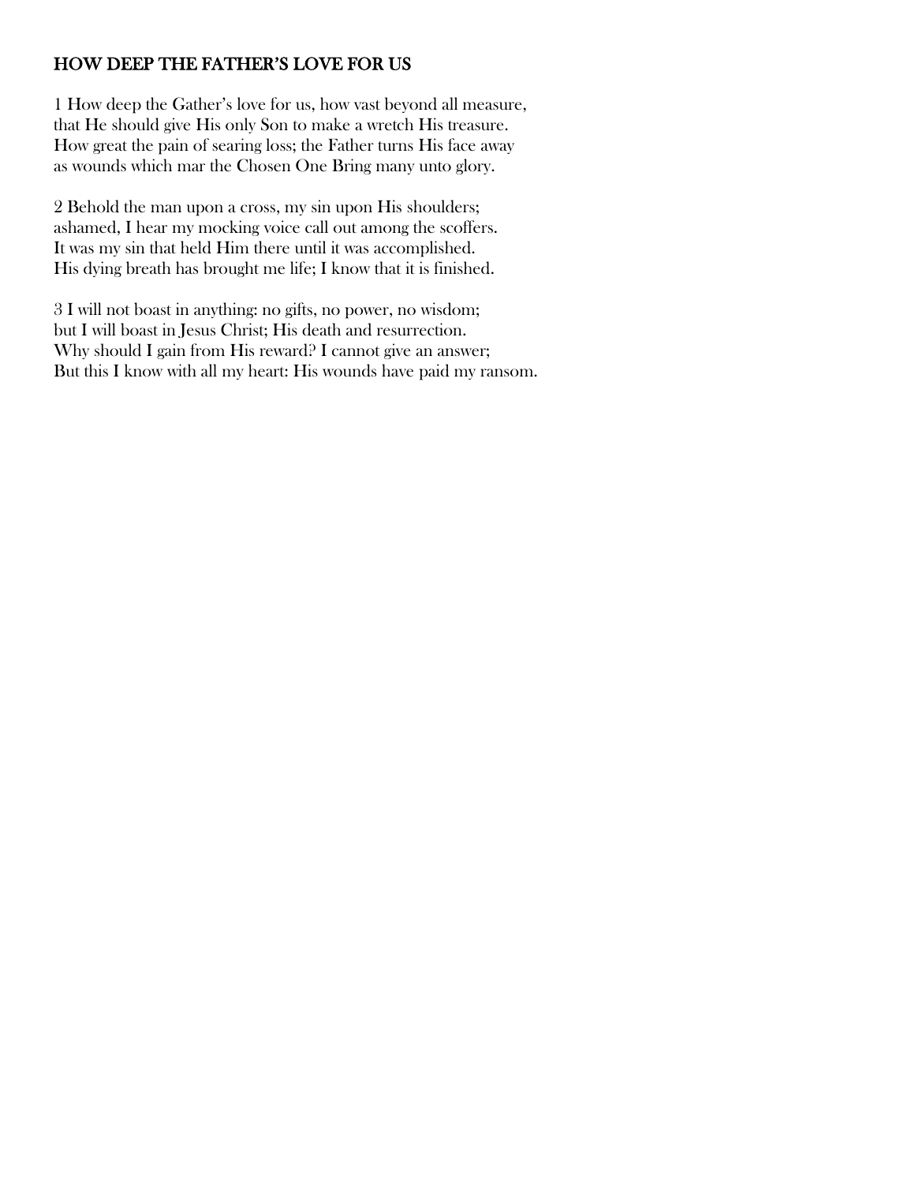## HOW DEEP THE FATHER'S LOVE FOR US

1 How deep the Gather's love for us, how vast beyond all measure,
that He should give His only Son to make a wretch His treasure.
How great the pain of searing loss; the Father turns His face away
as wounds which mar the Chosen One Bring many unto glory.

2 Behold the man upon a cross, my sin upon His shoulders;
ashamed, I hear my mocking voice call out among the scoffers.
It was my sin that held Him there until it was accomplished.
His dying breath has brought me life; I know that it is finished.

3 I will not boast in anything: no gifts, no power, no wisdom;
but I will boast in Jesus Christ; His death and resurrection.
Why should I gain from His reward? I cannot give an answer;
But this I know with all my heart: His wounds have paid my ransom.